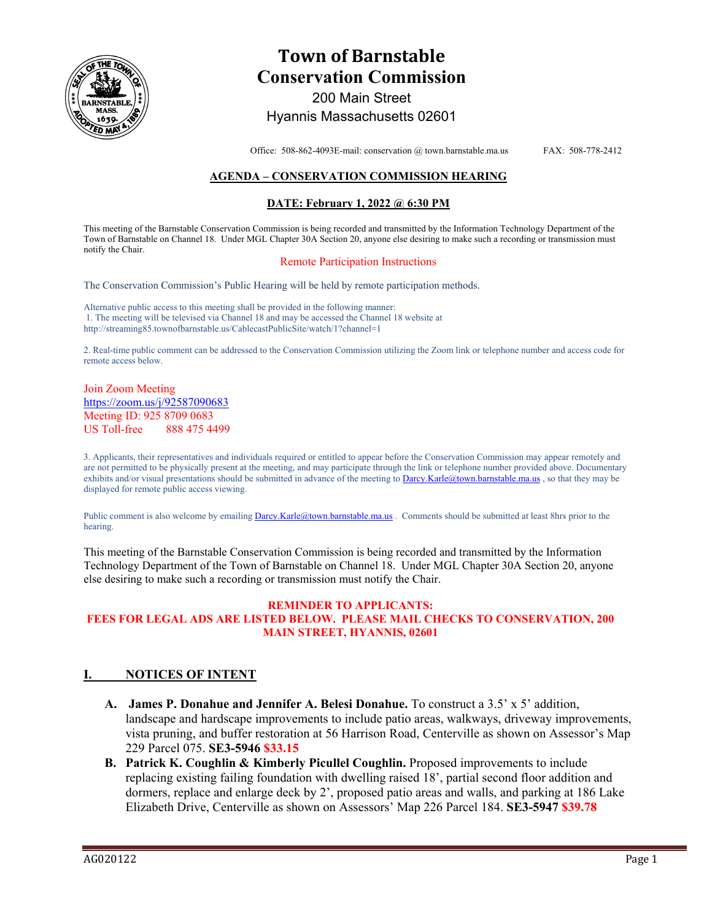# Town of Barnstable
# Conservation Commission

200 Main Street
Hyannis Massachusetts 02601

Office: 508-862-4093E-mail: conservation @ town.barnstable.ma.us FAX: 508-778-2412

**AGENDA – CONSERVATION COMMISSION HEARING**

**DATE: February 1, 2022 @ 6:30 PM**

This meeting of the Barnstable Conservation Commission is being recorded and transmitted by the Information Technology Department of the Town of Barnstable on Channel 18. Under MGL Chapter 30A Section 20, anyone else desiring to make such a recording or transmission must notify the Chair.

Remote Participation Instructions

The Conservation Commission's Public Hearing will be held by remote participation methods.

Alternative public access to this meeting shall be provided in the following manner:
1. The meeting will be televised via Channel 18 and may be accessed the Channel 18 website at http://streaming85.townofbarnstable.us/CablecastPublicSite/watch/1?channel=1

2. Real-time public comment can be addressed to the Conservation Commission utilizing the Zoom link or telephone number and access code for remote access below.

Join Zoom Meeting
https://zoom.us/j/92587090683
Meeting ID: 925 8709 0683
US Toll-free 888 475 4499

3. Applicants, their representatives and individuals required or entitled to appear before the Conservation Commission may appear remotely and are not permitted to be physically present at the meeting, and may participate through the link or telephone number provided above. Documentary exhibits and/or visual presentations should be submitted in advance of the meeting to Darcy.Karle@town.barnstable.ma.us , so that they may be displayed for remote public access viewing.

Public comment is also welcome by emailing Darcy.Karle@town.barnstable.ma.us . Comments should be submitted at least 8hrs prior to the hearing.

This meeting of the Barnstable Conservation Commission is being recorded and transmitted by the Information Technology Department of the Town of Barnstable on Channel 18. Under MGL Chapter 30A Section 20, anyone else desiring to make such a recording or transmission must notify the Chair.

**REMINDER TO APPLICANTS:**
**FEES FOR LEGAL ADS ARE LISTED BELOW. PLEASE MAIL CHECKS TO CONSERVATION, 200 MAIN STREET, HYANNIS, 02601**

## I. NOTICES OF INTENT

A. **James P. Donahue and Jennifer A. Belesi Donahue.** To construct a 3.5' x 5' addition, landscape and hardscape improvements to include patio areas, walkways, driveway improvements, vista pruning, and buffer restoration at 56 Harrison Road, Centerville as shown on Assessor's Map 229 Parcel 075. **SE3-5946 $33.15**

B. **Patrick K. Coughlin & Kimberly Picullel Coughlin.** Proposed improvements to include replacing existing failing foundation with dwelling raised 18', partial second floor addition and dormers, replace and enlarge deck by 2', proposed patio areas and walls, and parking at 186 Lake Elizabeth Drive, Centerville as shown on Assessors' Map 226 Parcel 184. **SE3-5947 $39.78**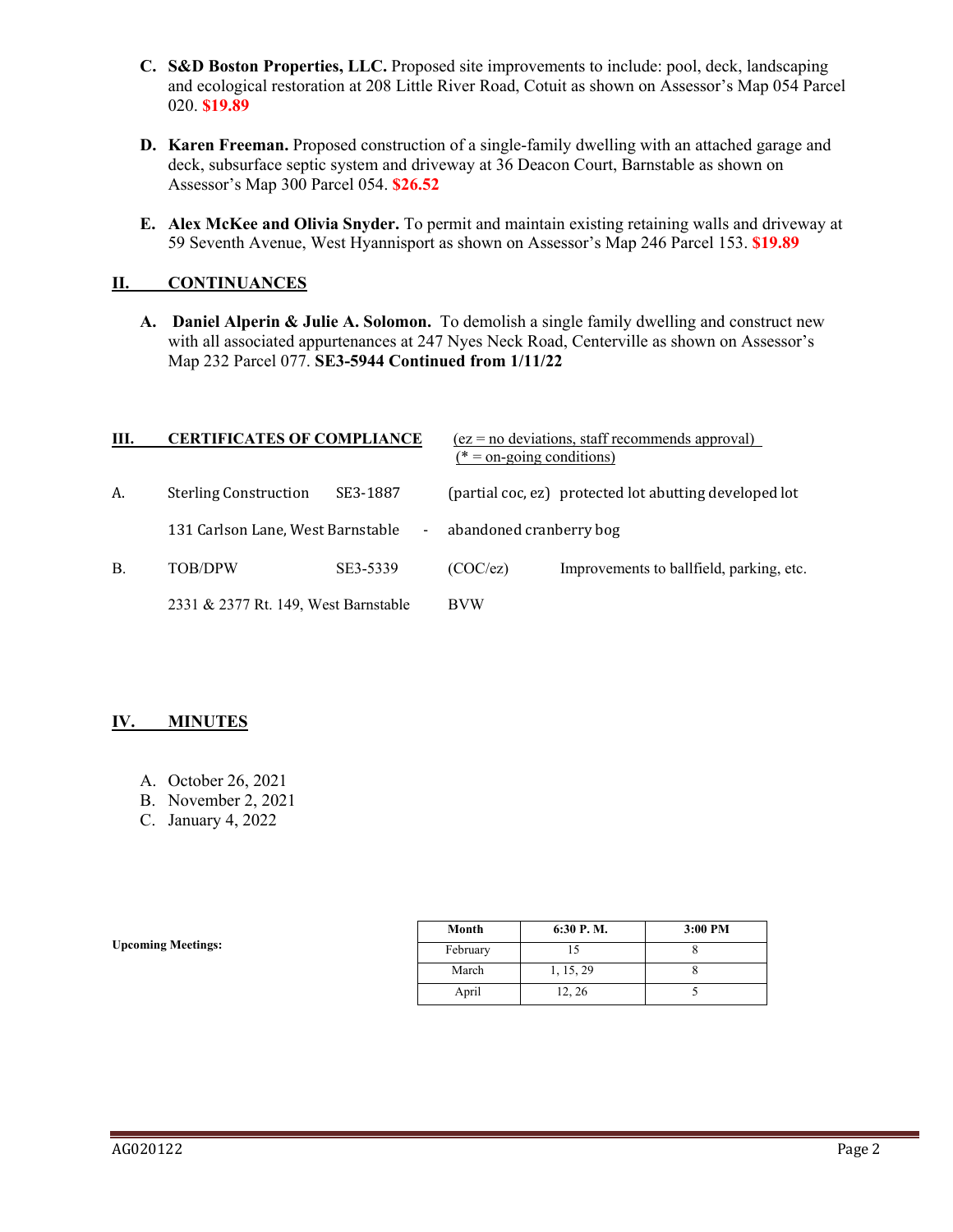C. **S&D Boston Properties, LLC.** Proposed site improvements to include: pool, deck, landscaping and ecological restoration at 208 Little River Road, Cotuit as shown on Assessor's Map 054 Parcel 020. **$19.89**

D. **Karen Freeman.** Proposed construction of a single-family dwelling with an attached garage and deck, subsurface septic system and driveway at 36 Deacon Court, Barnstable as shown on Assessor's Map 300 Parcel 054. **$26.52**

E. **Alex McKee and Olivia Snyder.** To permit and maintain existing retaining walls and driveway at 59 Seventh Avenue, West Hyannisport as shown on Assessor's Map 246 Parcel 153. **$19.89**

## II. CONTINUANCES

A. **Daniel Alperin & Julie A. Solomon.** To demolish a single family dwelling and construct new with all associated appurtenances at 247 Nyes Neck Road, Centerville as shown on Assessor's Map 232 Parcel 077. **SE3-5944 Continued from 1/11/22**

## III. CERTIFICATES OF COMPLIANCE

(ez = no deviations, staff recommends approval)
(* = on-going conditions)

A. Sterling Construction SE3-1887 (partial coc, ez) protected lot abutting developed lot
131 Carlson Lane, West Barnstable - abandoned cranberry bog

B. TOB/DPW SE3-5339 (COC/ez) Improvements to ballfield, parking, etc.
2331 & 2377 Rt. 149, West Barnstable BVW

## IV. MINUTES

A. October 26, 2021
B. November 2, 2021
C. January 4, 2022

**Upcoming Meetings:**

| Month | 6:30 P. M. | 3:00 PM |
|---|---|---|
| February | 15 | 8 |
| March | 1, 15, 29 | 8 |
| April | 12, 26 | 5 |

AG020122